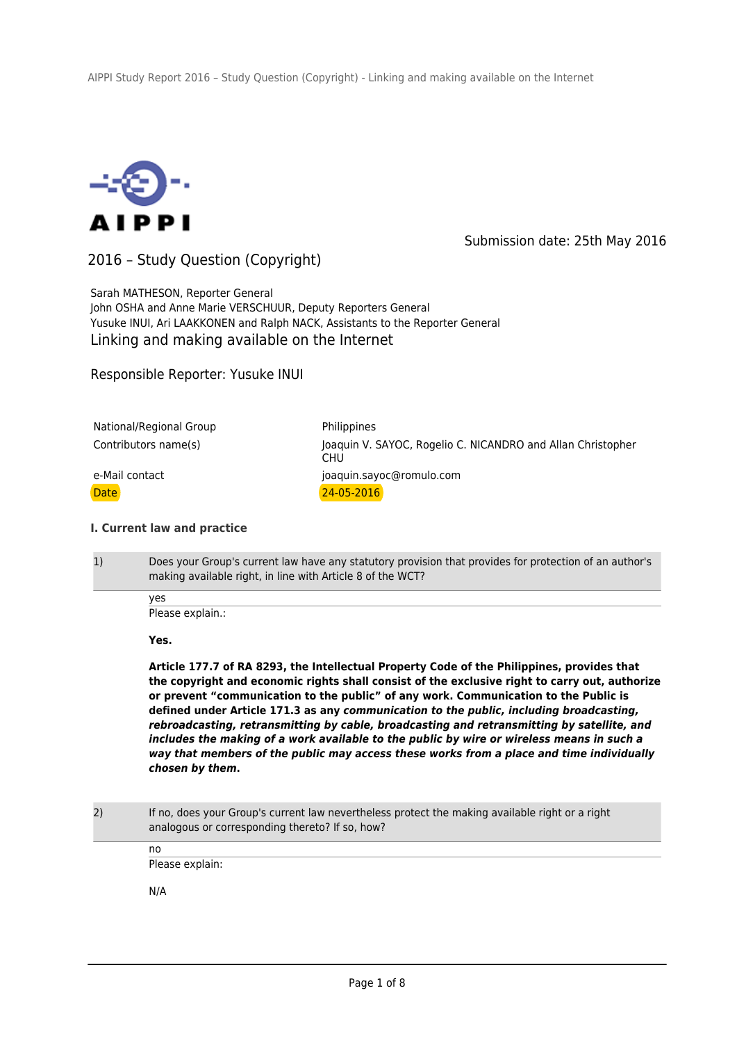Submission date: 25th May 2016

# 2016 – Study Question (Copyright)

Sarah MATHESON, Reporter General
John OSHA and Anne Marie VERSCHUUR, Deputy Reporters General
Yusuke INUI, Ari LAAKKONEN and Ralph NACK, Assistants to the Reporter General

## Linking and making available on the Internet

Responsible Reporter: Yusuke INUI

| | |
|---|---|
| National/Regional Group | Philippines |
| Contributors name(s) | Joaquin V. SAYOC, Rogelio C. NICANDRO and Allan Christopher CHU |
| e-Mail contact | joaquin.sayoc@romulo.com |
| Date | 24-05-2016 |

### I. Current law and practice

1) Does your Group's current law have any statutory provision that provides for protection of an author's making available right, in line with Article 8 of the WCT?

yes

Please explain.:

**Yes.**

**Article 177.7 of RA 8293, the Intellectual Property Code of the Philippines, provides that the copyright and economic rights shall consist of the exclusive right to carry out, authorize or prevent "communication to the public" of any work. Communication to the Public is defined under Article 171.3 as any *communication to the public, including broadcasting, rebroadcasting, retransmitting by cable, broadcasting and retransmitting by satellite, and includes the making of a work available to the public by wire or wireless means in such a way that members of the public may access these works from a place and time individually chosen by them*.**

2) If no, does your Group's current law nevertheless protect the making available right or a right analogous or corresponding thereto? If so, how?

no

Please explain:

N/A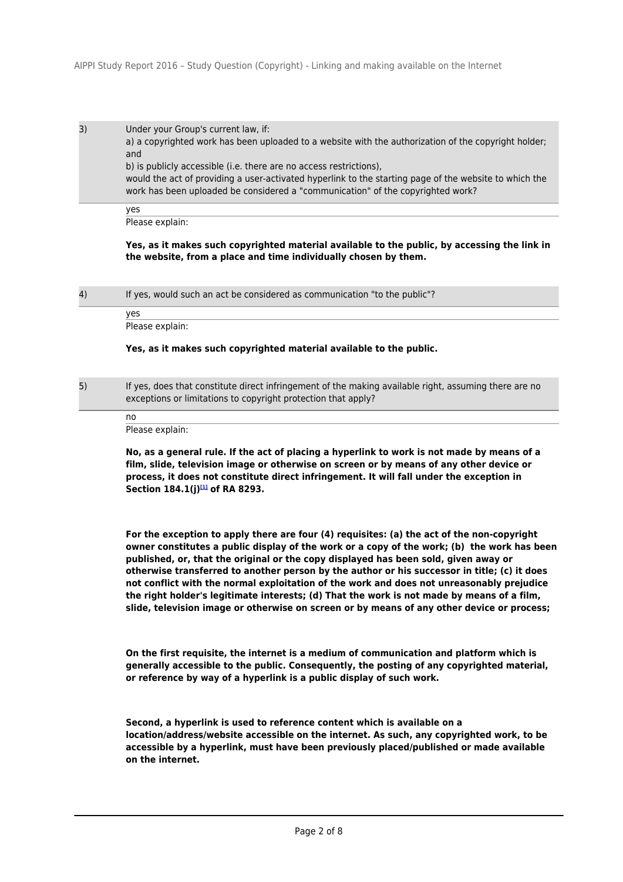3) Under your Group's current law, if:
a) a copyrighted work has been uploaded to a website with the authorization of the copyright holder; and
b) is publicly accessible (i.e. there are no access restrictions),
would the act of providing a user-activated hyperlink to the starting page of the website to which the work has been uploaded be considered a "communication" of the copyrighted work?

yes

Please explain:

**Yes, as it makes such copyrighted material available to the public, by accessing the link in the website, from a place and time individually chosen by them.**

4) If yes, would such an act be considered as communication "to the public"?

yes

Please explain:

**Yes, as it makes such copyrighted material available to the public.**

5) If yes, does that constitute direct infringement of the making available right, assuming there are no exceptions or limitations to copyright protection that apply?

no

Please explain:

**No, as a general rule. If the act of placing a hyperlink to work is not made by means of a film, slide, television image or otherwise on screen or by means of any other device or process, it does not constitute direct infringement. It will fall under the exception in Section 184.1(j)[1] of RA 8293.**

**For the exception to apply there are four (4) requisites: (a) the act of the non-copyright owner constitutes a public display of the work or a copy of the work; (b) the work has been published, or, that the original or the copy displayed has been sold, given away or otherwise transferred to another person by the author or his successor in title; (c) it does not conflict with the normal exploitation of the work and does not unreasonably prejudice the right holder's legitimate interests; (d) That the work is not made by means of a film, slide, television image or otherwise on screen or by means of any other device or process;**

**On the first requisite, the internet is a medium of communication and platform which is generally accessible to the public. Consequently, the posting of any copyrighted material, or reference by way of a hyperlink is a public display of such work.**

**Second, a hyperlink is used to reference content which is available on a location/address/website accessible on the internet. As such, any copyrighted work, to be accessible by a hyperlink, must have been previously placed/published or made available on the internet.**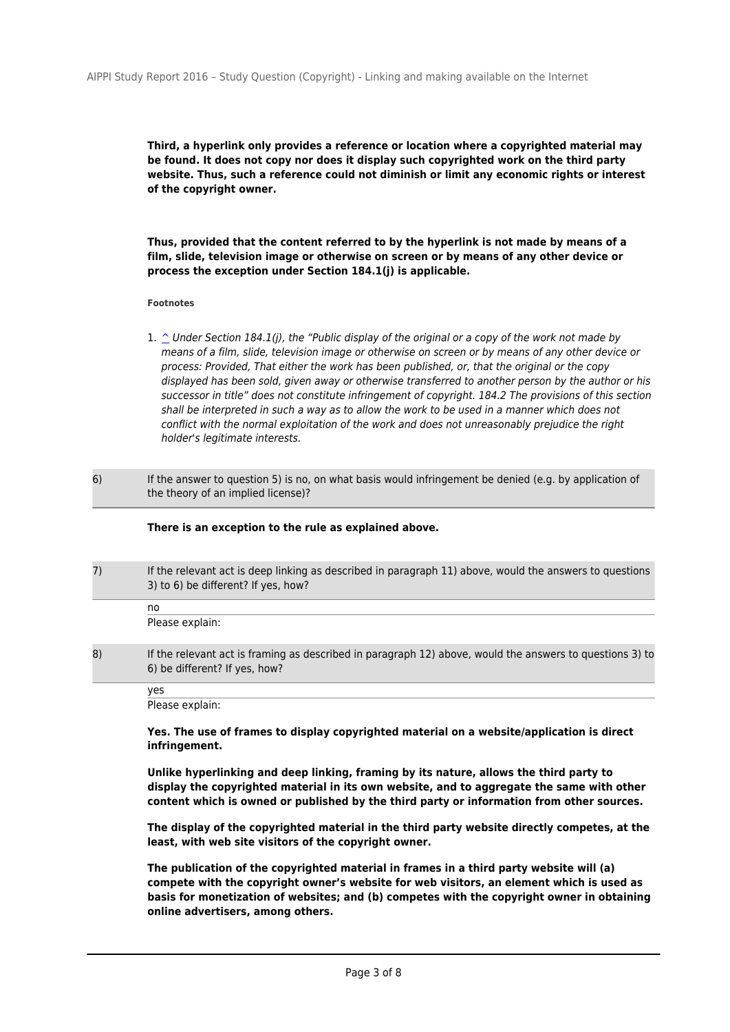**Third, a hyperlink only provides a reference or location where a copyrighted material may be found. It does not copy nor does it display such copyrighted work on the third party website. Thus, such a reference could not diminish or limit any economic rights or interest of the copyright owner.**

**Thus, provided that the content referred to by the hyperlink is not made by means of a film, slide, television image or otherwise on screen or by means of any other device or process the exception under Section 184.1(j) is applicable.**

**Footnotes**

1. ^ *Under Section 184.1(j), the "Public display of the original or a copy of the work not made by means of a film, slide, television image or otherwise on screen or by means of any other device or process: Provided, That either the work has been published, or, that the original or the copy displayed has been sold, given away or otherwise transferred to another person by the author or his successor in title" does not constitute infringement of copyright. 184.2 The provisions of this section shall be interpreted in such a way as to allow the work to be used in a manner which does not conflict with the normal exploitation of the work and does not unreasonably prejudice the right holder's legitimate interests.*

6) If the answer to question 5) is no, on what basis would infringement be denied (e.g. by application of the theory of an implied license)?

**There is an exception to the rule as explained above.**

7) If the relevant act is deep linking as described in paragraph 11) above, would the answers to questions 3) to 6) be different? If yes, how?

no

Please explain:

8) If the relevant act is framing as described in paragraph 12) above, would the answers to questions 3) to 6) be different? If yes, how?

yes

Please explain:

**Yes. The use of frames to display copyrighted material on a website/application is direct infringement.**

**Unlike hyperlinking and deep linking, framing by its nature, allows the third party to display the copyrighted material in its own website, and to aggregate the same with other content which is owned or published by the third party or information from other sources.**

**The display of the copyrighted material in the third party website directly competes, at the least, with web site visitors of the copyright owner.**

**The publication of the copyrighted material in frames in a third party website will (a) compete with the copyright owner's website for web visitors, an element which is used as basis for monetization of websites; and (b) competes with the copyright owner in obtaining online advertisers, among others.**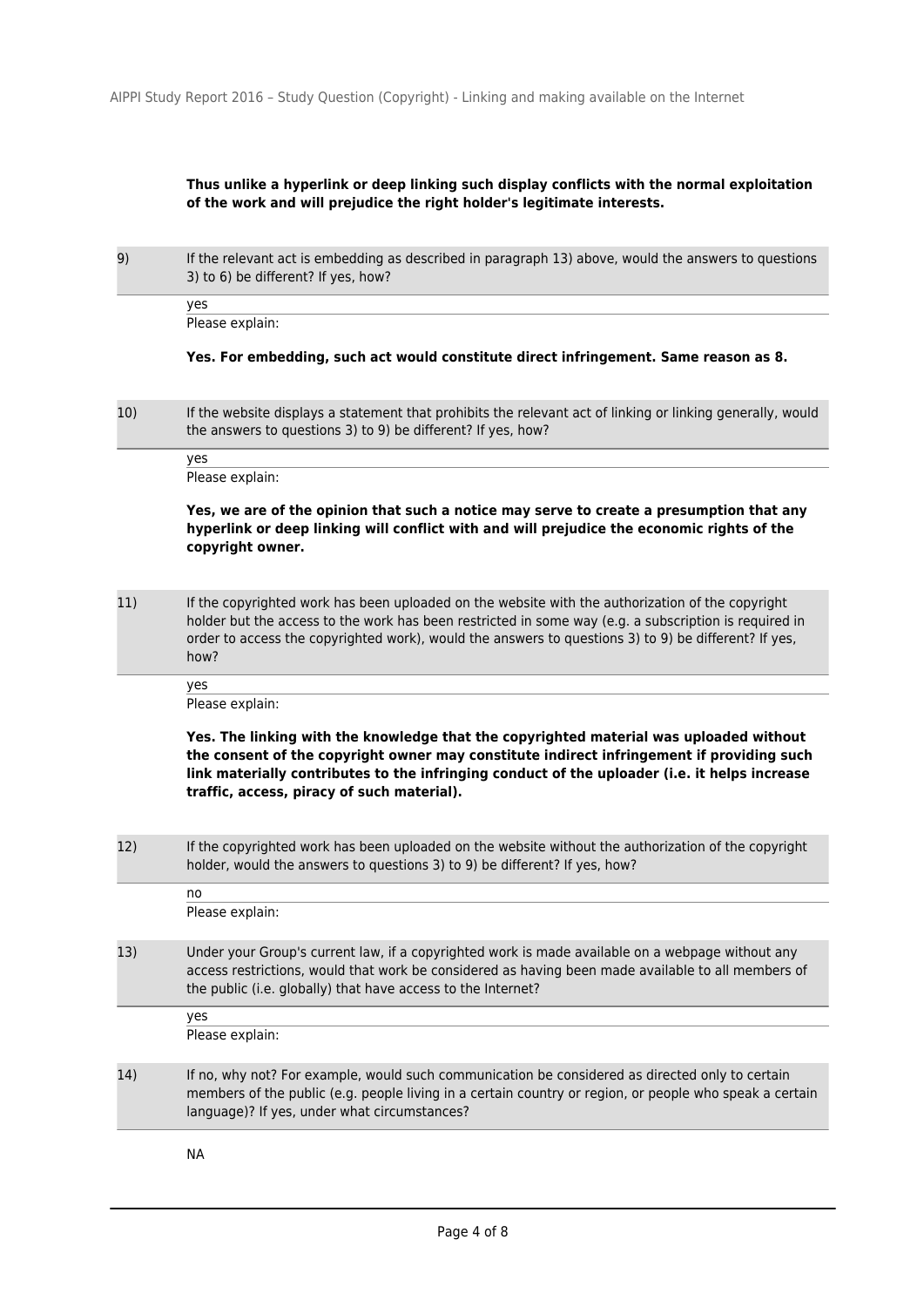**Thus unlike a hyperlink or deep linking such display conflicts with the normal exploitation of the work and will prejudice the right holder's legitimate interests.**

9) If the relevant act is embedding as described in paragraph 13) above, would the answers to questions 3) to 6) be different? If yes, how?

yes

Please explain:

**Yes. For embedding, such act would constitute direct infringement. Same reason as 8.**

10) If the website displays a statement that prohibits the relevant act of linking or linking generally, would the answers to questions 3) to 9) be different? If yes, how?

yes

Please explain:

**Yes, we are of the opinion that such a notice may serve to create a presumption that any hyperlink or deep linking will conflict with and will prejudice the economic rights of the copyright owner.**

11) If the copyrighted work has been uploaded on the website with the authorization of the copyright holder but the access to the work has been restricted in some way (e.g. a subscription is required in order to access the copyrighted work), would the answers to questions 3) to 9) be different? If yes, how?

yes

Please explain:

**Yes. The linking with the knowledge that the copyrighted material was uploaded without the consent of the copyright owner may constitute indirect infringement if providing such link materially contributes to the infringing conduct of the uploader (i.e. it helps increase traffic, access, piracy of such material).**

12) If the copyrighted work has been uploaded on the website without the authorization of the copyright holder, would the answers to questions 3) to 9) be different? If yes, how?

no

Please explain:

13) Under your Group's current law, if a copyrighted work is made available on a webpage without any access restrictions, would that work be considered as having been made available to all members of the public (i.e. globally) that have access to the Internet?

yes

Please explain:

14) If no, why not? For example, would such communication be considered as directed only to certain members of the public (e.g. people living in a certain country or region, or people who speak a certain language)? If yes, under what circumstances?

NA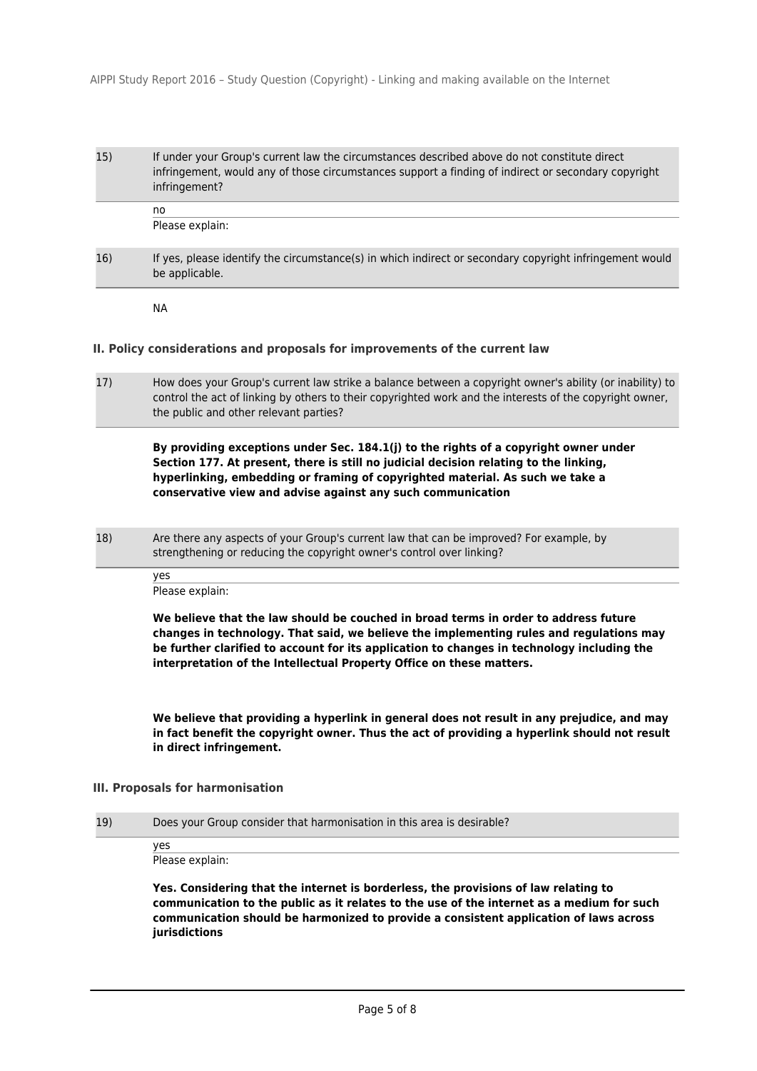15) If under your Group's current law the circumstances described above do not constitute direct infringement, would any of those circumstances support a finding of indirect or secondary copyright infringement?

no

Please explain:

16) If yes, please identify the circumstance(s) in which indirect or secondary copyright infringement would be applicable.

NA

### II. Policy considerations and proposals for improvements of the current law

17) How does your Group's current law strike a balance between a copyright owner's ability (or inability) to control the act of linking by others to their copyrighted work and the interests of the copyright owner, the public and other relevant parties?

**By providing exceptions under Sec. 184.1(j) to the rights of a copyright owner under Section 177. At present, there is still no judicial decision relating to the linking, hyperlinking, embedding or framing of copyrighted material. As such we take a conservative view and advise against any such communication**

18) Are there any aspects of your Group's current law that can be improved? For example, by strengthening or reducing the copyright owner's control over linking?

yes

Please explain:

**We believe that the law should be couched in broad terms in order to address future changes in technology. That said, we believe the implementing rules and regulations may be further clarified to account for its application to changes in technology including the interpretation of the Intellectual Property Office on these matters.**

**We believe that providing a hyperlink in general does not result in any prejudice, and may in fact benefit the copyright owner. Thus the act of providing a hyperlink should not result in direct infringement.**

### III. Proposals for harmonisation

19) Does your Group consider that harmonisation in this area is desirable?

yes

Please explain:

**Yes. Considering that the internet is borderless, the provisions of law relating to communication to the public as it relates to the use of the internet as a medium for such communication should be harmonized to provide a consistent application of laws across jurisdictions**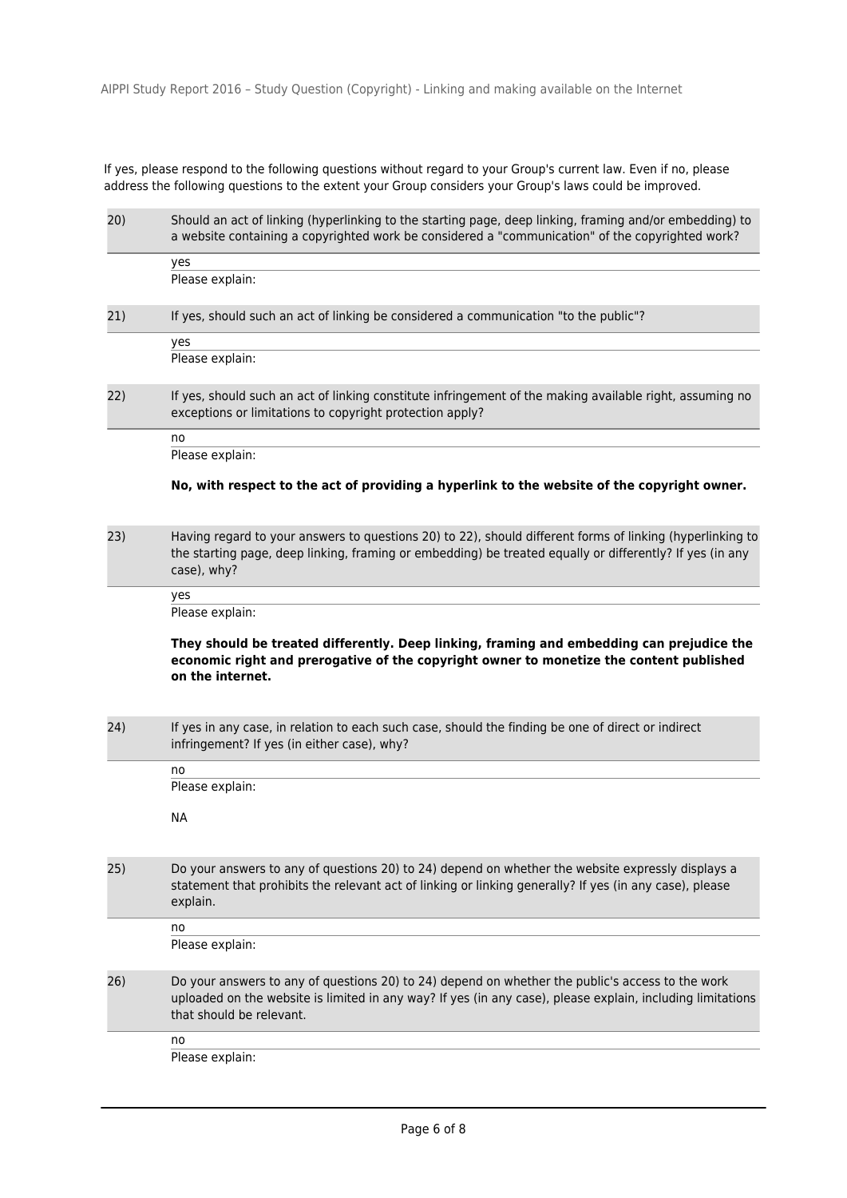If yes, please respond to the following questions without regard to your Group's current law. Even if no, please address the following questions to the extent your Group considers your Group's laws could be improved.

**20)** Should an act of linking (hyperlinking to the starting page, deep linking, framing and/or embedding) to a website containing a copyrighted work be considered a "communication" of the copyrighted work?

yes

Please explain:

**21)** If yes, should such an act of linking be considered a communication "to the public"?

yes

Please explain:

**22)** If yes, should such an act of linking constitute infringement of the making available right, assuming no exceptions or limitations to copyright protection apply?

no

Please explain:

**No, with respect to the act of providing a hyperlink to the website of the copyright owner.**

**23)** Having regard to your answers to questions 20) to 22), should different forms of linking (hyperlinking to the starting page, deep linking, framing or embedding) be treated equally or differently? If yes (in any case), why?

yes

Please explain:

**They should be treated differently. Deep linking, framing and embedding can prejudice the economic right and prerogative of the copyright owner to monetize the content published on the internet.**

**24)** If yes in any case, in relation to each such case, should the finding be one of direct or indirect infringement? If yes (in either case), why?

no

Please explain:

NA

**25)** Do your answers to any of questions 20) to 24) depend on whether the website expressly displays a statement that prohibits the relevant act of linking or linking generally? If yes (in any case), please explain.

no

Please explain:

**26)** Do your answers to any of questions 20) to 24) depend on whether the public's access to the work uploaded on the website is limited in any way? If yes (in any case), please explain, including limitations that should be relevant.

no

Please explain: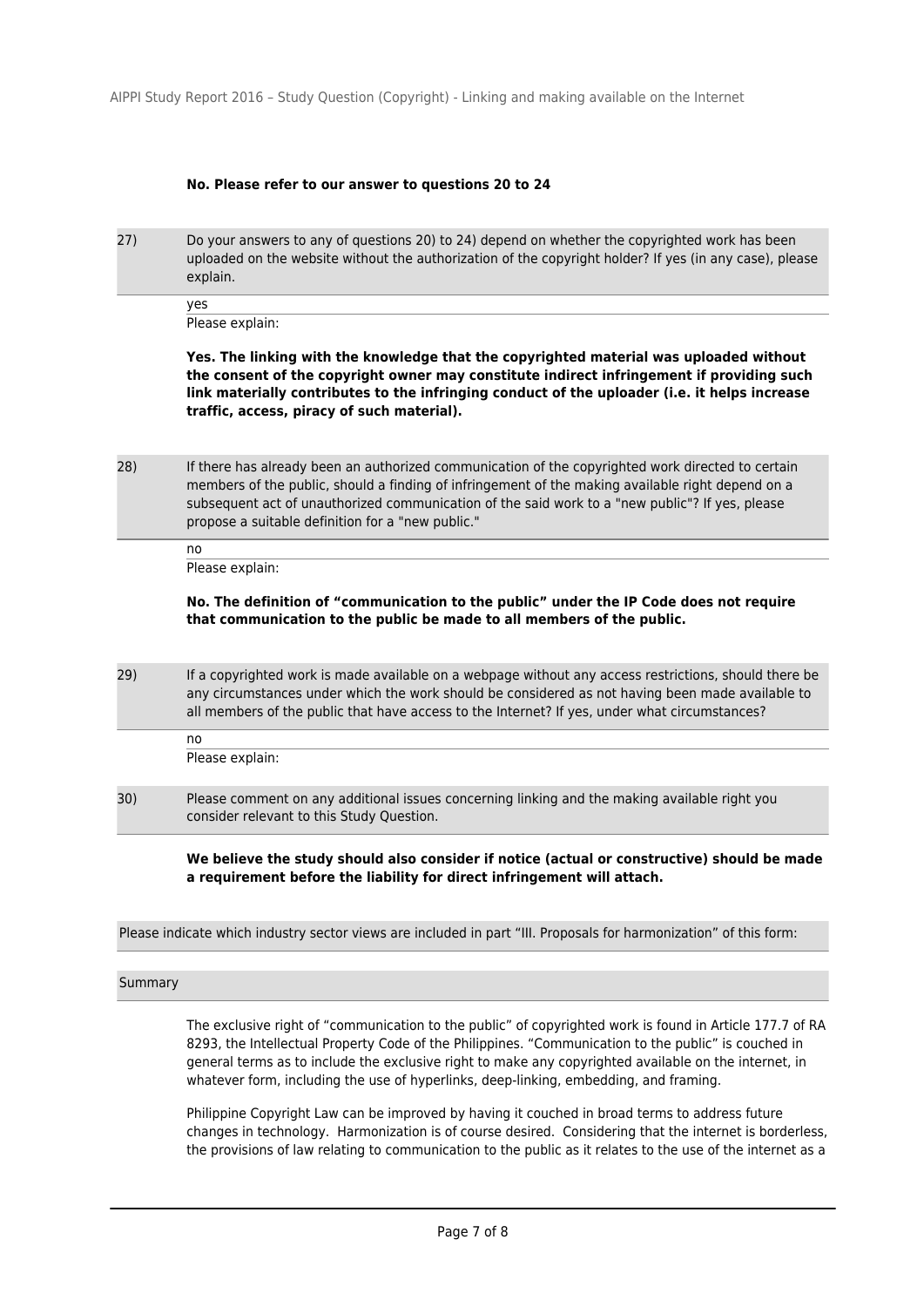**No. Please refer to our answer to questions 20 to 24**

27) Do your answers to any of questions 20) to 24) depend on whether the copyrighted work has been uploaded on the website without the authorization of the copyright holder? If yes (in any case), please explain.

yes

Please explain:

**Yes. The linking with the knowledge that the copyrighted material was uploaded without the consent of the copyright owner may constitute indirect infringement if providing such link materially contributes to the infringing conduct of the uploader (i.e. it helps increase traffic, access, piracy of such material).**

28) If there has already been an authorized communication of the copyrighted work directed to certain members of the public, should a finding of infringement of the making available right depend on a subsequent act of unauthorized communication of the said work to a "new public"? If yes, please propose a suitable definition for a "new public."

no

Please explain:

**No. The definition of "communication to the public" under the IP Code does not require that communication to the public be made to all members of the public.**

29) If a copyrighted work is made available on a webpage without any access restrictions, should there be any circumstances under which the work should be considered as not having been made available to all members of the public that have access to the Internet? If yes, under what circumstances?

no

Please explain:

30) Please comment on any additional issues concerning linking and the making available right you consider relevant to this Study Question.

**We believe the study should also consider if notice (actual or constructive) should be made a requirement before the liability for direct infringement will attach.**

Please indicate which industry sector views are included in part "III. Proposals for harmonization" of this form:

Summary

The exclusive right of "communication to the public" of copyrighted work is found in Article 177.7 of RA 8293, the Intellectual Property Code of the Philippines. "Communication to the public" is couched in general terms as to include the exclusive right to make any copyrighted available on the internet, in whatever form, including the use of hyperlinks, deep-linking, embedding, and framing.

Philippine Copyright Law can be improved by having it couched in broad terms to address future changes in technology. Harmonization is of course desired. Considering that the internet is borderless, the provisions of law relating to communication to the public as it relates to the use of the internet as a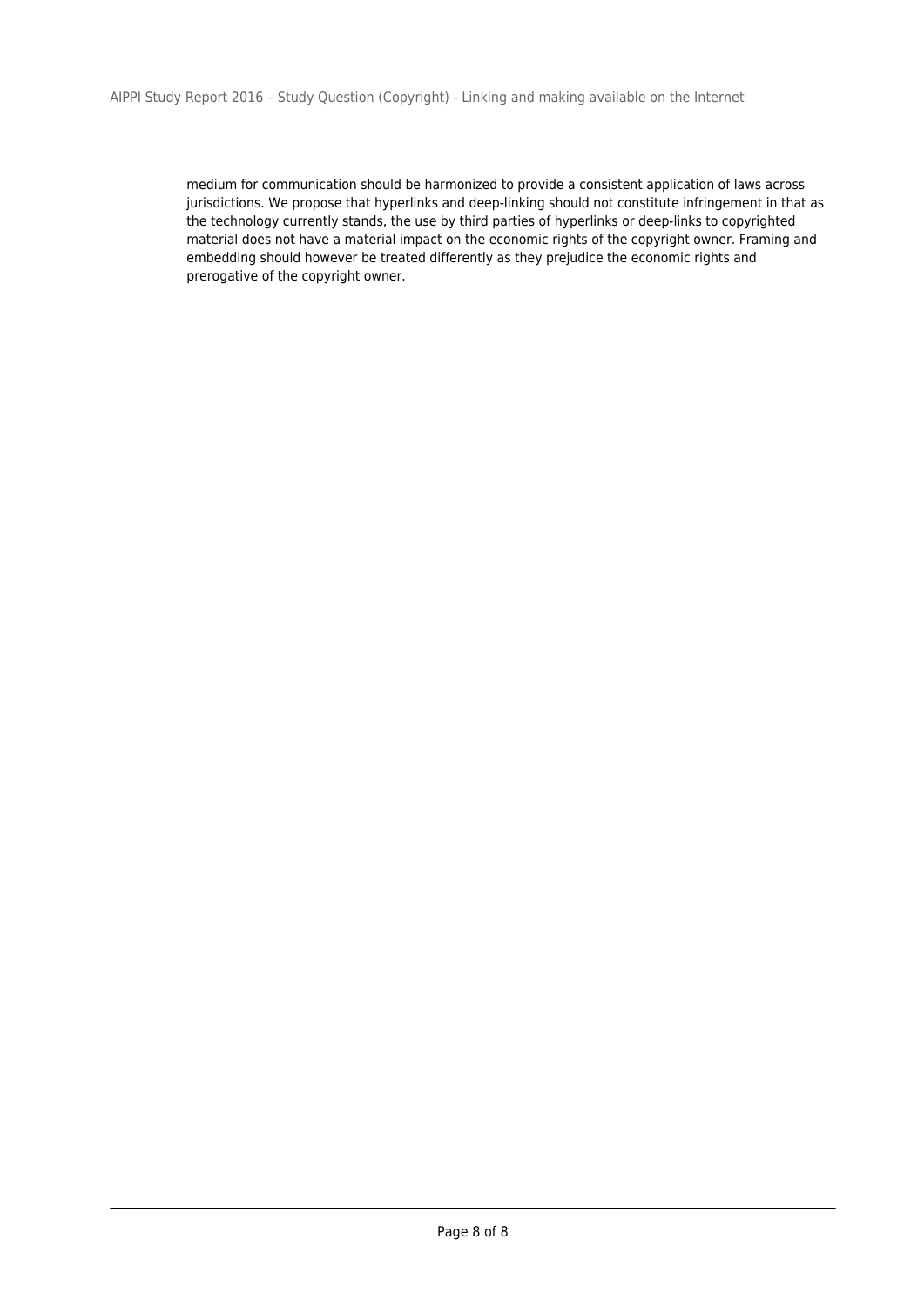medium for communication should be harmonized to provide a consistent application of laws across jurisdictions. We propose that hyperlinks and deep-linking should not constitute infringement in that as the technology currently stands, the use by third parties of hyperlinks or deep-links to copyrighted material does not have a material impact on the economic rights of the copyright owner. Framing and embedding should however be treated differently as they prejudice the economic rights and prerogative of the copyright owner.